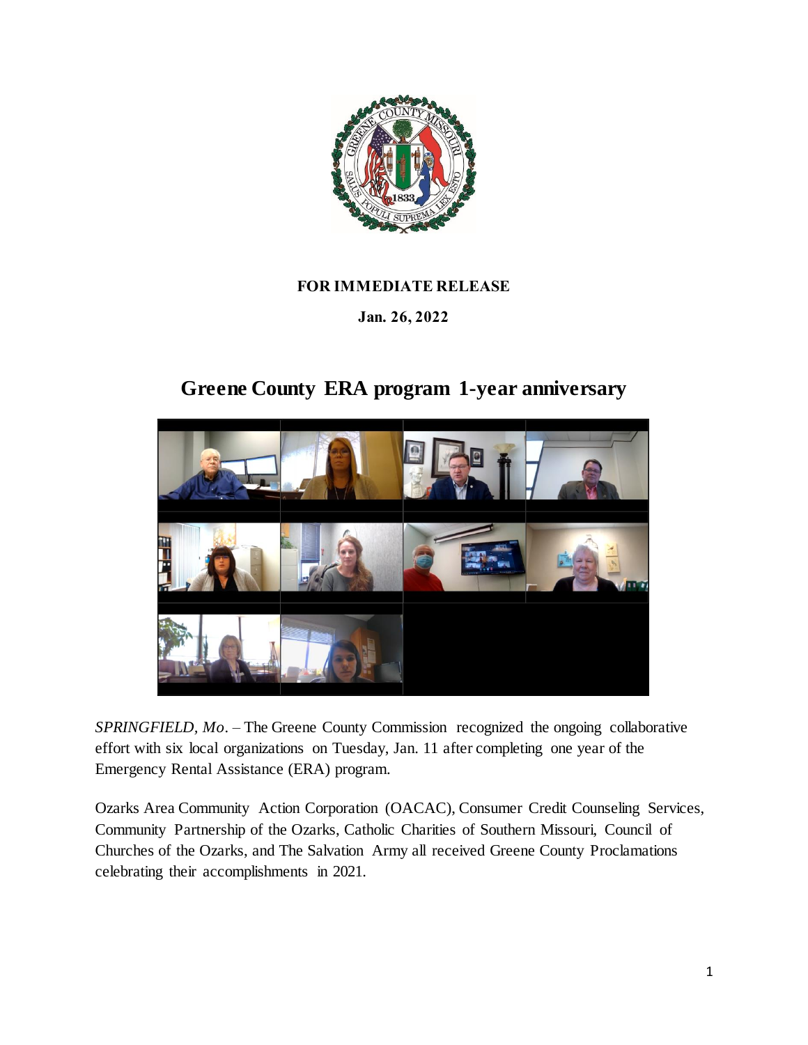**FOR IMMEDIATE RELEASE**

**Jan. 26, 2022**

# Greene County ERA program 1-year anniversary

*SPRINGFIELD, Mo*. – The Greene County Commission recognized the ongoing collaborative effort with six local organizations on Tuesday, Jan. 11 after completing one year of the Emergency Rental Assistance (ERA) program.

Ozarks Area Community Action Corporation (OACAC), Consumer Credit Counseling Services, Community Partnership of the Ozarks, Catholic Charities of Southern Missouri, Council of Churches of the Ozarks, and The Salvation Army all received Greene County Proclamations celebrating their accomplishments in 2021.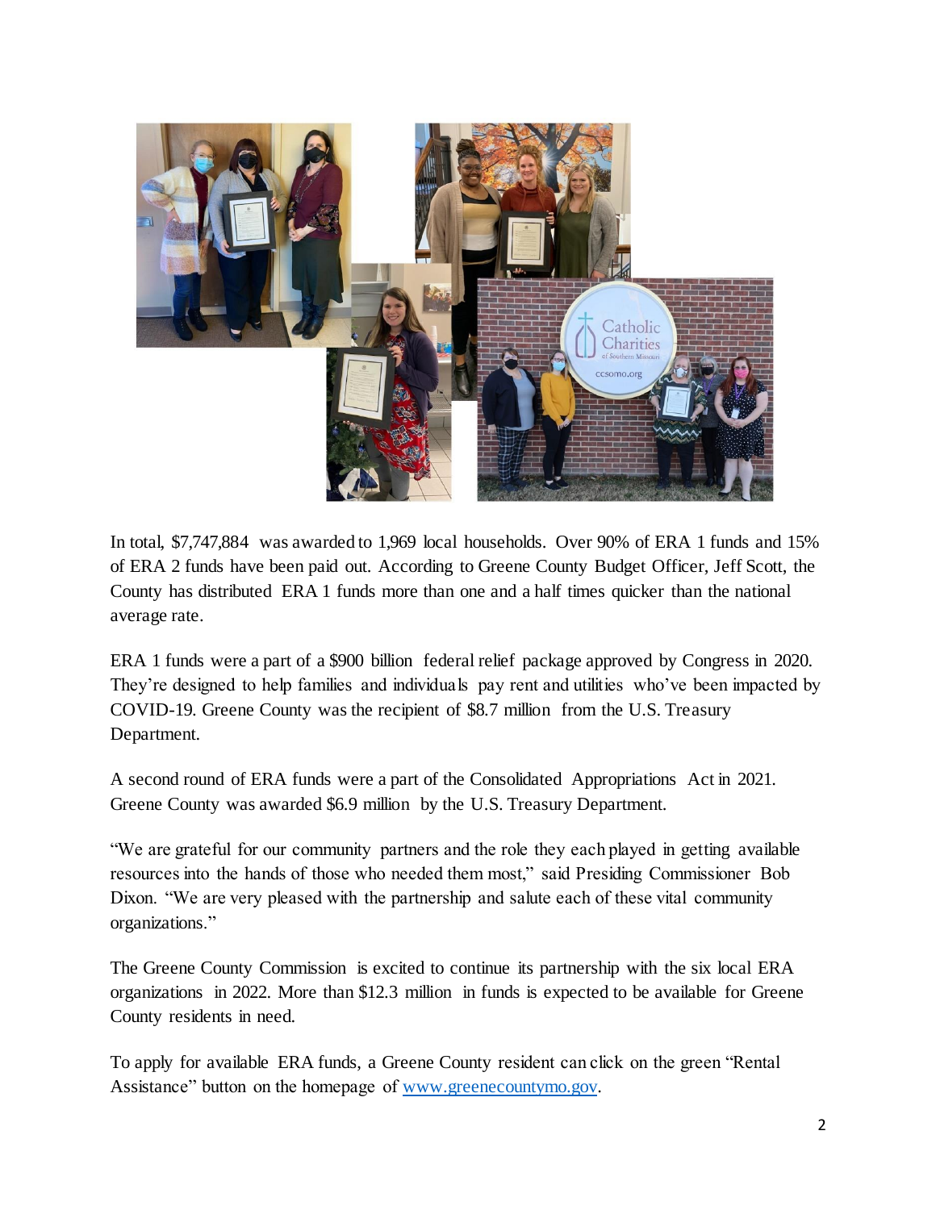In total, $7,747,884 was awarded to 1,969 local households. Over 90% of ERA 1 funds and 15% of ERA 2 funds have been paid out. According to Greene County Budget Officer, Jeff Scott, the County has distributed ERA 1 funds more than one and a half times quicker than the national average rate.

ERA 1 funds were a part of a $900 billion federal relief package approved by Congress in 2020. They're designed to help families and individuals pay rent and utilities who've been impacted by COVID-19. Greene County was the recipient of $8.7 million from the U.S. Treasury Department.

A second round of ERA funds were a part of the Consolidated Appropriations Act in 2021. Greene County was awarded $6.9 million by the U.S. Treasury Department.

"We are grateful for our community partners and the role they each played in getting available resources into the hands of those who needed them most," said Presiding Commissioner Bob Dixon. "We are very pleased with the partnership and salute each of these vital community organizations."

The Greene County Commission is excited to continue its partnership with the six local ERA organizations in 2022. More than $12.3 million in funds is expected to be available for Greene County residents in need.

To apply for available ERA funds, a Greene County resident can click on the green "Rental Assistance" button on the homepage of [www.greenecountymo.gov](http://www.greenecountymo.gov).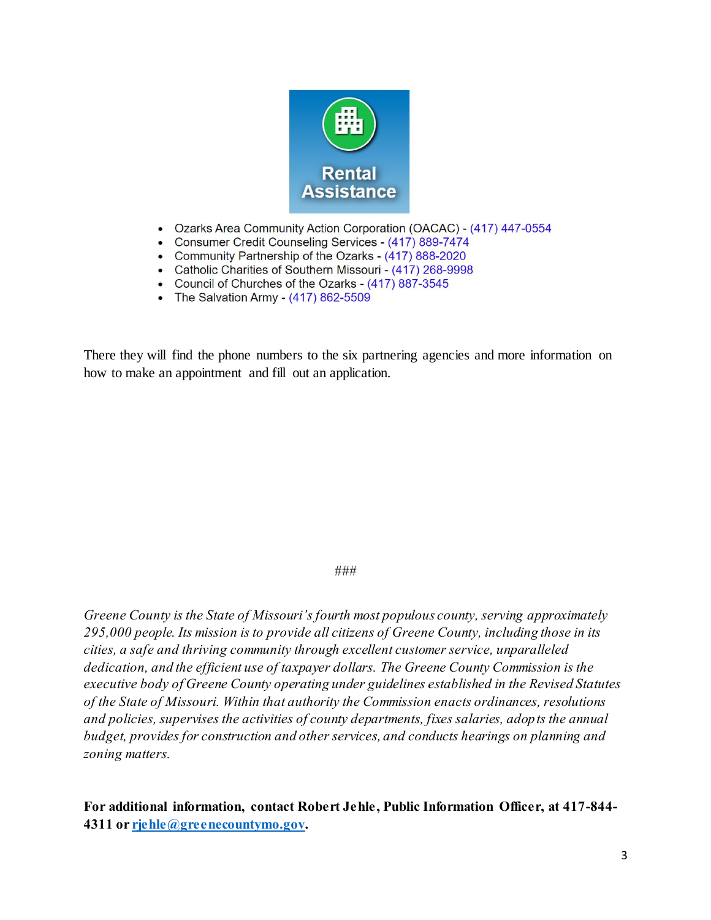Rental Assistance

- Ozarks Area Community Action Corporation (OACAC) - (417) 447-0554
- Consumer Credit Counseling Services - (417) 889-7474
- Community Partnership of the Ozarks - (417) 888-2020
- Catholic Charities of Southern Missouri - (417) 268-9998
- Council of Churches of the Ozarks - (417) 887-3545
- The Salvation Army - (417) 862-5509

There they will find the phone numbers to the six partnering agencies and more information on how to make an appointment and fill out an application.

###

*Greene County is the State of Missouri's fourth most populous county, serving approximately 295,000 people. Its mission is to provide all citizens of Greene County, including those in its cities, a safe and thriving community through excellent customer service, unparalleled dedication, and the efficient use of taxpayer dollars. The Greene County Commission is the executive body of Greene County operating under guidelines established in the Revised Statutes of the State of Missouri. Within that authority the Commission enacts ordinances, resolutions and policies, supervises the activities of county departments, fixes salaries, adopts the annual budget, provides for construction and other services, and conducts hearings on planning and zoning matters.*

**For additional information, contact Robert Jehle, Public Information Officer, at 417-844-4311 or [rjehle@greenecountymo.gov](mailto:rjehle@greenecountymo.gov).**